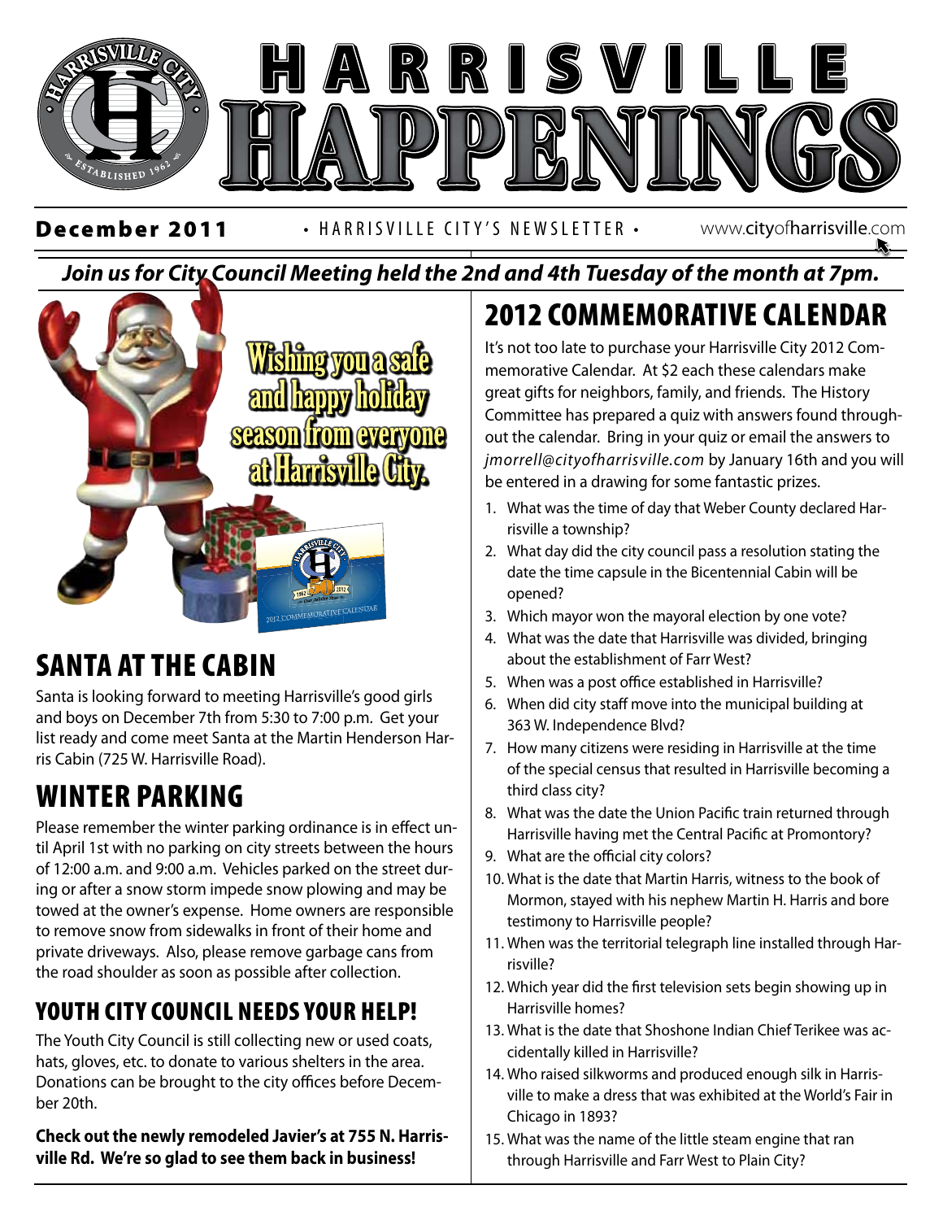# HARRISVILLE HAPPENINGS

**December 2011** • HARRISVILLE CITY'S NEWSLETTER • www.cityofharrisville.com

***Join us for City Council Meeting held the 2nd and 4th Tuesday of the month at 7pm.***

**Wishing you a safe and happy holiday season from everyone at Harrisville City.**

## SANTA AT THE CABIN

Santa is looking forward to meeting Harrisville's good girls and boys on December 7th from 5:30 to 7:00 p.m. Get your list ready and come meet Santa at the Martin Henderson Harris Cabin (725 W. Harrisville Road).

## WINTER PARKING

Please remember the winter parking ordinance is in effect until April 1st with no parking on city streets between the hours of 12:00 a.m. and 9:00 a.m. Vehicles parked on the street during or after a snow storm impede snow plowing and may be towed at the owner's expense. Home owners are responsible to remove snow from sidewalks in front of their home and private driveways. Also, please remove garbage cans from the road shoulder as soon as possible after collection.

### YOUTH CITY COUNCIL NEEDS YOUR HELP!

The Youth City Council is still collecting new or used coats, hats, gloves, etc. to donate to various shelters in the area. Donations can be brought to the city offices before December 20th.

**Check out the newly remodeled Javier's at 755 N. Harrisville Rd. We're so glad to see them back in business!**

## 2012 COMMEMORATIVE CALENDAR

It's not too late to purchase your Harrisville City 2012 Commemorative Calendar. At $2 each these calendars make great gifts for neighbors, family, and friends. The History Committee has prepared a quiz with answers found throughout the calendar. Bring in your quiz or email the answers to *jmorrell@cityofharrisville.com* by January 16th and you will be entered in a drawing for some fantastic prizes.

1. What was the time of day that Weber County declared Harrisville a township?
2. What day did the city council pass a resolution stating the date the time capsule in the Bicentennial Cabin will be opened?
3. Which mayor won the mayoral election by one vote?
4. What was the date that Harrisville was divided, bringing about the establishment of Farr West?
5. When was a post office established in Harrisville?
6. When did city staff move into the municipal building at 363 W. Independence Blvd?
7. How many citizens were residing in Harrisville at the time of the special census that resulted in Harrisville becoming a third class city?
8. What was the date the Union Pacific train returned through Harrisville having met the Central Pacific at Promontory?
9. What are the official city colors?
10. What is the date that Martin Harris, witness to the book of Mormon, stayed with his nephew Martin H. Harris and bore testimony to Harrisville people?
11. When was the territorial telegraph line installed through Harrisville?
12. Which year did the first television sets begin showing up in Harrisville homes?
13. What is the date that Shoshone Indian Chief Terikee was accidentally killed in Harrisville?
14. Who raised silkworms and produced enough silk in Harrisville to make a dress that was exhibited at the World's Fair in Chicago in 1893?
15. What was the name of the little steam engine that ran through Harrisville and Farr West to Plain City?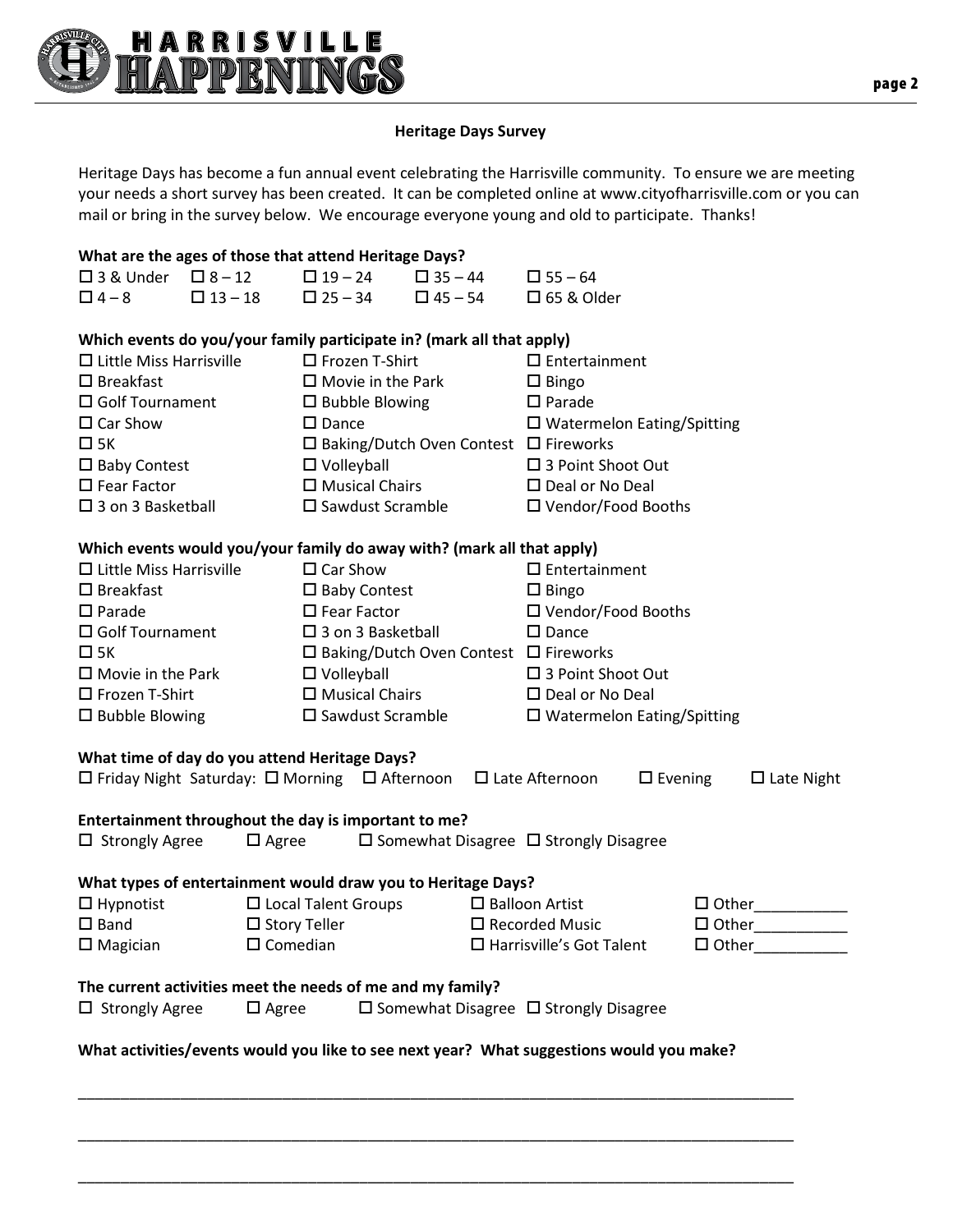**Heritage Days Survey**

Heritage Days has become a fun annual event celebrating the Harrisville community. To ensure we are meeting your needs a short survey has been created. It can be completed online at www.cityofharrisville.com or you can mail or bring in the survey below. We encourage everyone young and old to participate. Thanks!

**What are the ages of those that attend Heritage Days?**

- ☐ 3 & Under
- ☐ 4 – 8
- ☐ 8 – 12
- ☐ 13 – 18
- ☐ 19 – 24
- ☐ 25 – 34
- ☐ 35 – 44
- ☐ 45 – 54
- ☐ 55 – 64
- ☐ 65 & Older

**Which events do you/your family participate in? (mark all that apply)**

- ☐ Little Miss Harrisville
- ☐ Breakfast
- ☐ Golf Tournament
- ☐ Car Show
- ☐ 5K
- ☐ Baby Contest
- ☐ Fear Factor
- ☐ 3 on 3 Basketball
- ☐ Frozen T-Shirt
- ☐ Movie in the Park
- ☐ Bubble Blowing
- ☐ Dance
- ☐ Baking/Dutch Oven Contest
- ☐ Volleyball
- ☐ Musical Chairs
- ☐ Sawdust Scramble
- ☐ Entertainment
- ☐ Bingo
- ☐ Parade
- ☐ Watermelon Eating/Spitting
- ☐ Fireworks
- ☐ 3 Point Shoot Out
- ☐ Deal or No Deal
- ☐ Vendor/Food Booths

**Which events would you/your family do away with? (mark all that apply)**

- ☐ Little Miss Harrisville
- ☐ Breakfast
- ☐ Parade
- ☐ Golf Tournament
- ☐ 5K
- ☐ Movie in the Park
- ☐ Frozen T-Shirt
- ☐ Bubble Blowing
- ☐ Car Show
- ☐ Baby Contest
- ☐ Fear Factor
- ☐ 3 on 3 Basketball
- ☐ Baking/Dutch Oven Contest
- ☐ Volleyball
- ☐ Musical Chairs
- ☐ Sawdust Scramble
- ☐ Entertainment
- ☐ Bingo
- ☐ Vendor/Food Booths
- ☐ Dance
- ☐ Fireworks
- ☐ 3 Point Shoot Out
- ☐ Deal or No Deal
- ☐ Watermelon Eating/Spitting

**What time of day do you attend Heritage Days?**

☐ Friday Night Saturday: ☐ Morning ☐ Afternoon ☐ Late Afternoon ☐ Evening ☐ Late Night

**Entertainment throughout the day is important to me?**

☐ Strongly Agree ☐ Agree ☐ Somewhat Disagree ☐ Strongly Disagree

**What types of entertainment would draw you to Heritage Days?**

- ☐ Hypnotist
- ☐ Band
- ☐ Magician
- ☐ Local Talent Groups
- ☐ Story Teller
- ☐ Comedian
- ☐ Balloon Artist
- ☐ Recorded Music
- ☐ Harrisville's Got Talent
- ☐ Other___________
- ☐ Other___________
- ☐ Other___________

**The current activities meet the needs of me and my family?**

☐ Strongly Agree ☐ Agree ☐ Somewhat Disagree ☐ Strongly Disagree

**What activities/events would you like to see next year? What suggestions would you make?**

_______________________________________________________________________________

_______________________________________________________________________________

_______________________________________________________________________________